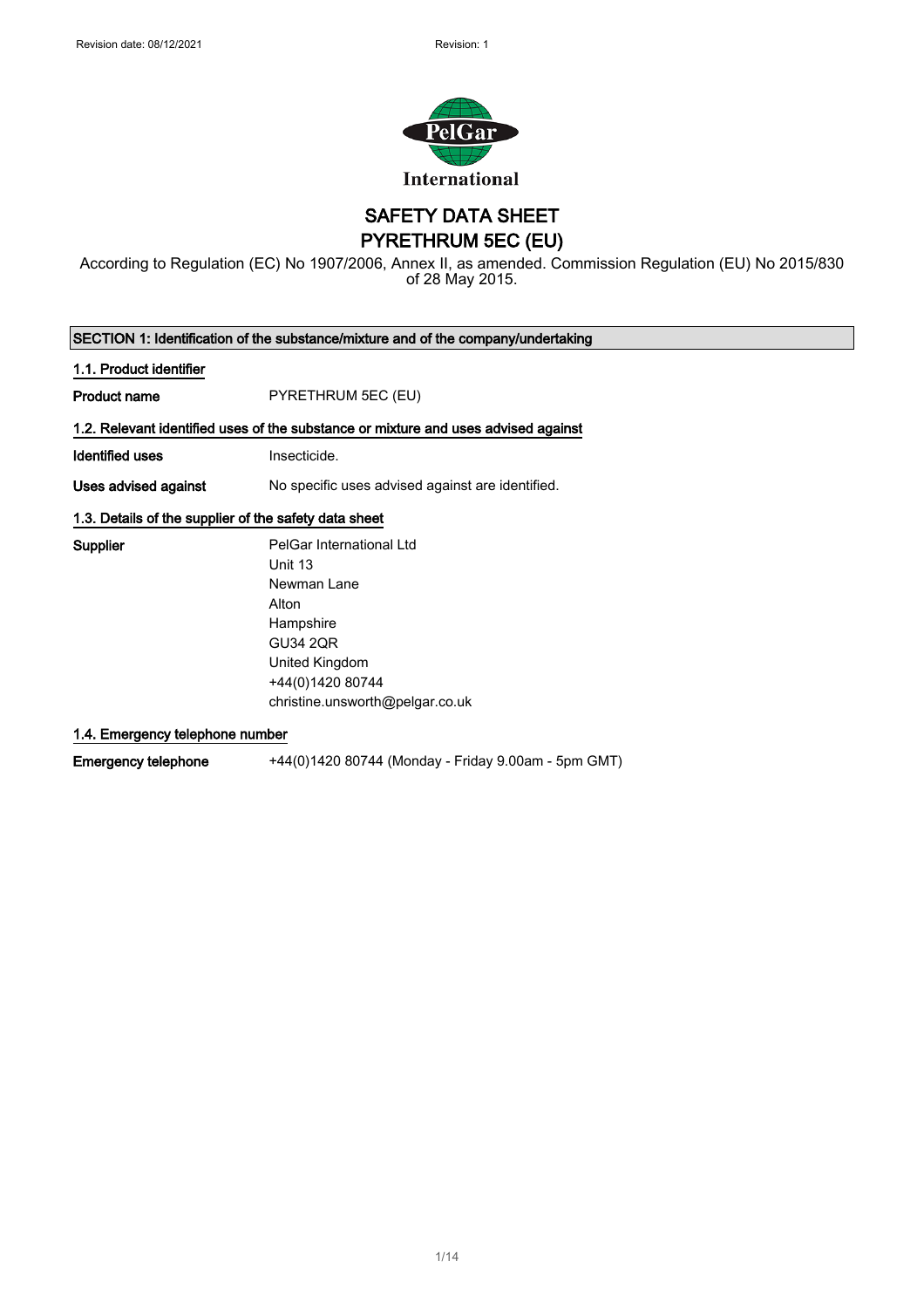Revision date: 08/12/2021 Revision: 1

# SAFETY DATA SHEET
# PYRETHRUM 5EC (EU)

According to Regulation (EC) No 1907/2006, Annex II, as amended. Commission Regulation (EU) No 2015/830 of 28 May 2015.

## SECTION 1: Identification of the substance/mixture and of the company/undertaking

### 1.1. Product identifier

**Product name** PYRETHRUM 5EC (EU)

### 1.2. Relevant identified uses of the substance or mixture and uses advised against

**Identified uses** Insecticide.

**Uses advised against** No specific uses advised against are identified.

### 1.3. Details of the supplier of the safety data sheet

**Supplier**
PelGar International Ltd
Unit 13
Newman Lane
Alton
Hampshire
GU34 2QR
United Kingdom
+44(0)1420 80744
christine.unsworth@pelgar.co.uk

### 1.4. Emergency telephone number

**Emergency telephone** +44(0)1420 80744 (Monday - Friday 9.00am - 5pm GMT)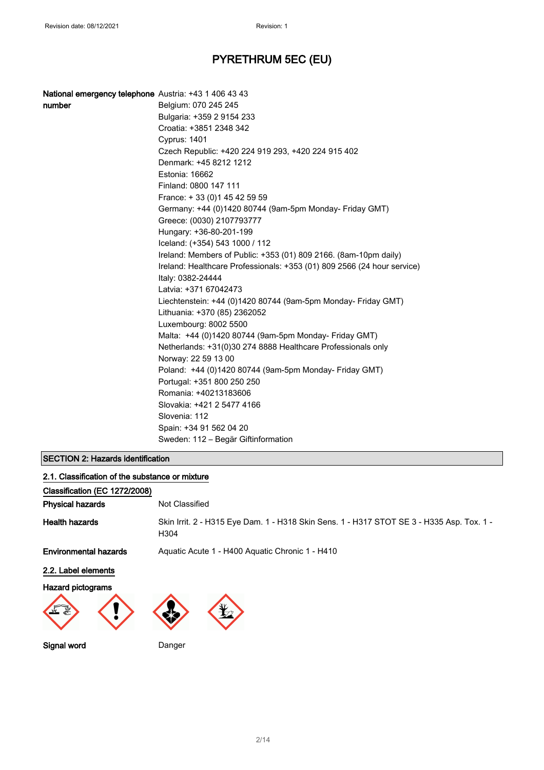# PYRETHRUM 5EC (EU)

| | |
|---|---|
| **National emergency telephone number** | Austria: +43 1 406 43 43<br>Belgium: 070 245 245<br>Bulgaria: +359 2 9154 233<br>Croatia: +3851 2348 342<br>Cyprus: 1401<br>Czech Republic: +420 224 919 293, +420 224 915 402<br>Denmark: +45 8212 1212<br>Estonia: 16662<br>Finland: 0800 147 111<br>France: + 33 (0)1 45 42 59 59<br>Germany: +44 (0)1420 80744 (9am-5pm Monday- Friday GMT)<br>Greece: (0030) 2107793777<br>Hungary: +36-80-201-199<br>Iceland: (+354) 543 1000 / 112<br>Ireland: Members of Public: +353 (01) 809 2166. (8am-10pm daily)<br>Ireland: Healthcare Professionals: +353 (01) 809 2566 (24 hour service)<br>Italy: 0382-24444<br>Latvia: +371 67042473<br>Liechtenstein: +44 (0)1420 80744 (9am-5pm Monday- Friday GMT)<br>Lithuania: +370 (85) 2362052<br>Luxembourg: 8002 5500<br>Malta: +44 (0)1420 80744 (9am-5pm Monday- Friday GMT)<br>Netherlands: +31(0)30 274 8888 Healthcare Professionals only<br>Norway: 22 59 13 00<br>Poland: +44 (0)1420 80744 (9am-5pm Monday- Friday GMT)<br>Portugal: +351 800 250 250<br>Romania: +40213183606<br>Slovakia: +421 2 5477 4166<br>Slovenia: 112<br>Spain: +34 91 562 04 20<br>Sweden: 112 – Begär Giftinformation |

## SECTION 2: Hazards identification

### 2.1. Classification of the substance or mixture

**Classification (EC 1272/2008)**

| | |
|---|---|
| **Physical hazards** | Not Classified |
| **Health hazards** | Skin Irrit. 2 - H315 Eye Dam. 1 - H318 Skin Sens. 1 - H317 STOT SE 3 - H335 Asp. Tox. 1 - H304 |
| **Environmental hazards** | Aquatic Acute 1 - H400 Aquatic Chronic 1 - H410 |

### 2.2. Label elements

**Hazard pictograms**

| | |
|---|---|
| **Signal word** | Danger |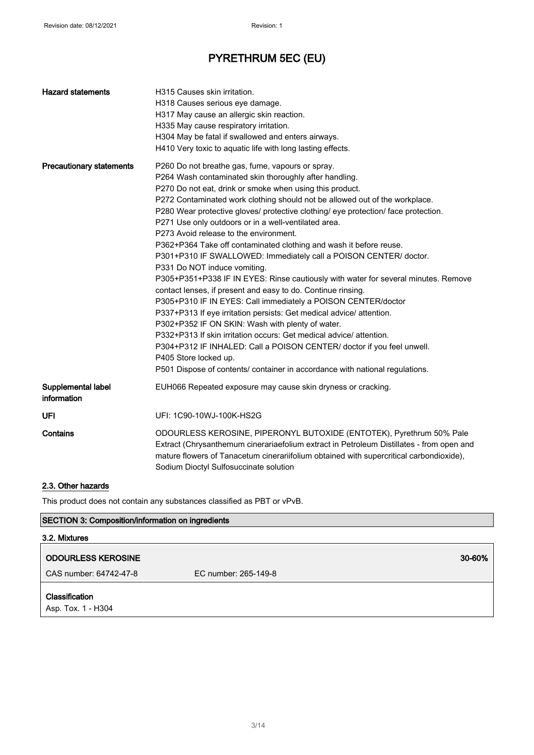# PYRETHRUM 5EC (EU)

| | |
|---|---|
| **Hazard statements** | H315 Causes skin irritation.<br>H318 Causes serious eye damage.<br>H317 May cause an allergic skin reaction.<br>H335 May cause respiratory irritation.<br>H304 May be fatal if swallowed and enters airways.<br>H410 Very toxic to aquatic life with long lasting effects. |
| **Precautionary statements** | P260 Do not breathe gas, fume, vapours or spray.<br>P264 Wash contaminated skin thoroughly after handling.<br>P270 Do not eat, drink or smoke when using this product.<br>P272 Contaminated work clothing should not be allowed out of the workplace.<br>P280 Wear protective gloves/ protective clothing/ eye protection/ face protection.<br>P271 Use only outdoors or in a well-ventilated area.<br>P273 Avoid release to the environment.<br>P362+P364 Take off contaminated clothing and wash it before reuse.<br>P301+P310 IF SWALLOWED: Immediately call a POISON CENTER/ doctor.<br>P331 Do NOT induce vomiting.<br>P305+P351+P338 IF IN EYES: Rinse cautiously with water for several minutes. Remove contact lenses, if present and easy to do. Continue rinsing.<br>P305+P310 IF IN EYES: Call immediately a POISON CENTER/doctor<br>P337+P313 If eye irritation persists: Get medical advice/ attention.<br>P302+P352 IF ON SKIN: Wash with plenty of water.<br>P332+P313 If skin irritation occurs: Get medical advice/ attention.<br>P304+P312 IF INHALED: Call a POISON CENTER/ doctor if you feel unwell.<br>P405 Store locked up.<br>P501 Dispose of contents/ container in accordance with national regulations. |
| **Supplemental label information** | EUH066 Repeated exposure may cause skin dryness or cracking. |
| **UFI** | UFI: 1C90-10WJ-100K-HS2G |
| **Contains** | ODOURLESS KEROSINE, PIPERONYL BUTOXIDE (ENTOTEK), Pyrethrum 50% Pale Extract (Chrysanthemum cinerariaefolium extract in Petroleum Distillates - from open and mature flowers of Tanacetum cinerariifolium obtained with supercritical carbondioxide), Sodium Dioctyl Sulfosuccinate solution |

## 2.3. Other hazards

This product does not contain any substances classified as PBT or vPvB.

## SECTION 3: Composition/information on ingredients

### 3.2. Mixtures

**ODOURLESS KEROSINE** 30-60%

CAS number: 64742-47-8 EC number: 265-149-8

**Classification**

Asp. Tox. 1 - H304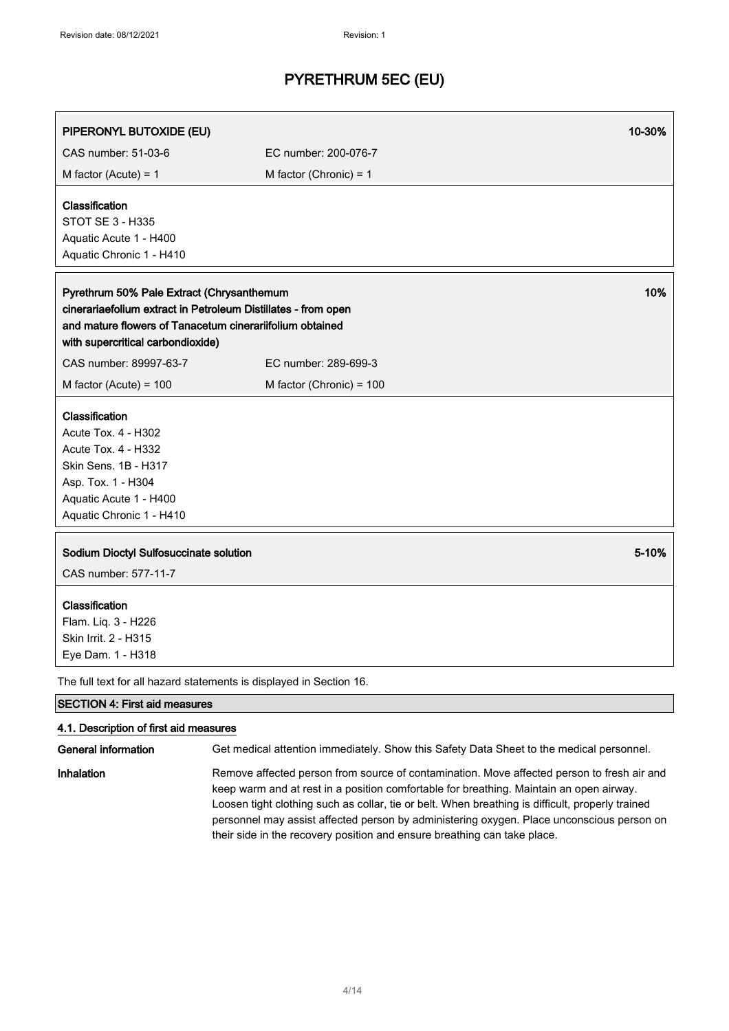**PIPERONYL BUTOXIDE (EU)** 10-30%

CAS number: 51-03-6 EC number: 200-076-7

M factor (Acute) = 1 M factor (Chronic) = 1

**Classification**

STOT SE 3 - H335
Aquatic Acute 1 - H400
Aquatic Chronic 1 - H410

**Pyrethrum 50% Pale Extract (Chrysanthemum cinerariaefolium extract in Petroleum Distillates - from open and mature flowers of Tanacetum cinerariifolium obtained with supercritical carbondioxide)** 10%

CAS number: 89997-63-7 EC number: 289-699-3

M factor (Acute) = 100 M factor (Chronic) = 100

**Classification**

Acute Tox. 4 - H302
Acute Tox. 4 - H332
Skin Sens. 1B - H317
Asp. Tox. 1 - H304
Aquatic Acute 1 - H400
Aquatic Chronic 1 - H410

**Sodium Dioctyl Sulfosuccinate solution** 5-10%

CAS number: 577-11-7

**Classification**

Flam. Liq. 3 - H226
Skin Irrit. 2 - H315
Eye Dam. 1 - H318

The full text for all hazard statements is displayed in Section 16.

## SECTION 4: First aid measures

### 4.1. Description of first aid measures

**General information** Get medical attention immediately. Show this Safety Data Sheet to the medical personnel.

**Inhalation** Remove affected person from source of contamination. Move affected person to fresh air and keep warm and at rest in a position comfortable for breathing. Maintain an open airway. Loosen tight clothing such as collar, tie or belt. When breathing is difficult, properly trained personnel may assist affected person by administering oxygen. Place unconscious person on their side in the recovery position and ensure breathing can take place.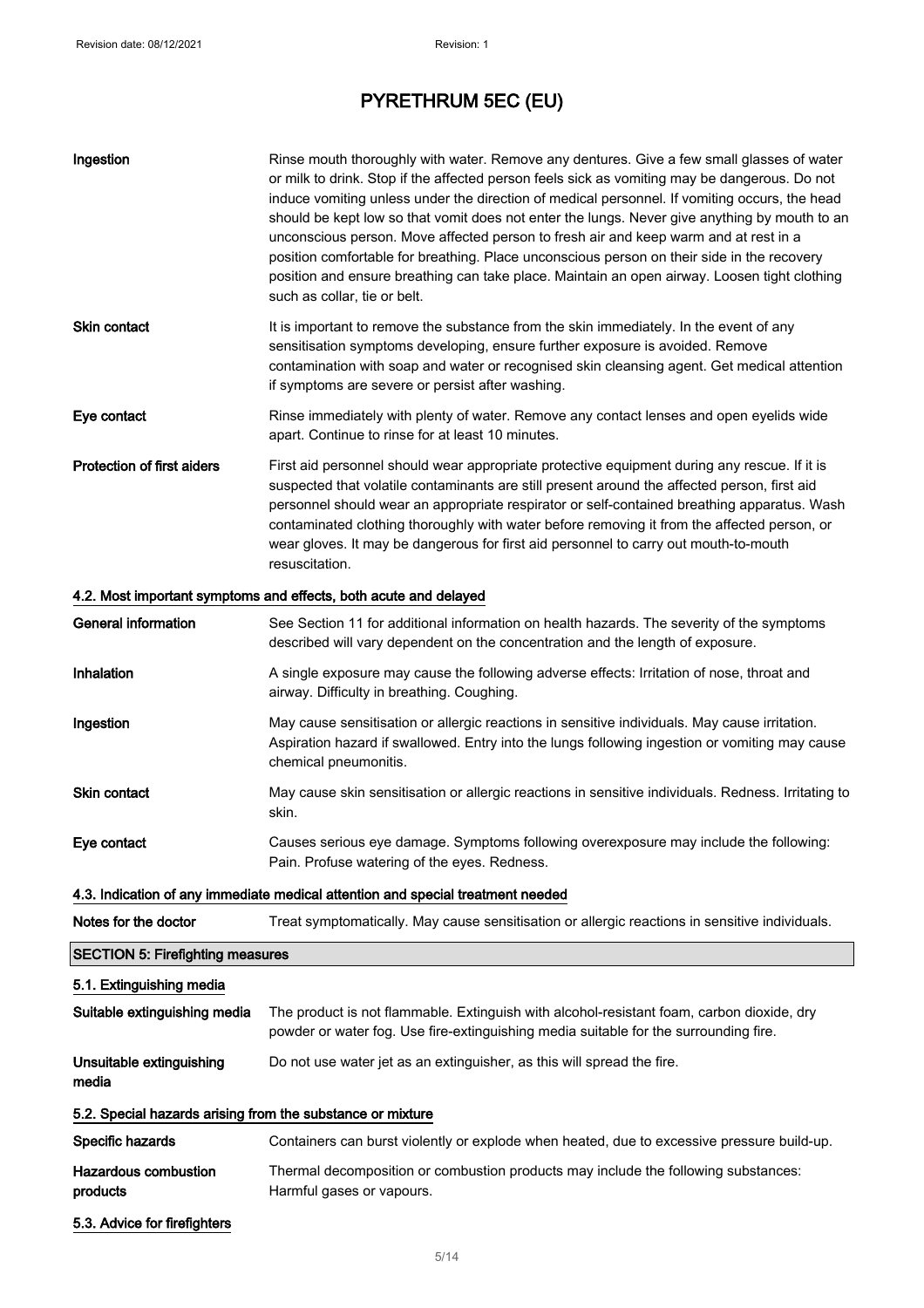| | |
|---|---|
| **Ingestion** | Rinse mouth thoroughly with water. Remove any dentures. Give a few small glasses of water or milk to drink. Stop if the affected person feels sick as vomiting may be dangerous. Do not induce vomiting unless under the direction of medical personnel. If vomiting occurs, the head should be kept low so that vomit does not enter the lungs. Never give anything by mouth to an unconscious person. Move affected person to fresh air and keep warm and at rest in a position comfortable for breathing. Place unconscious person on their side in the recovery position and ensure breathing can take place. Maintain an open airway. Loosen tight clothing such as collar, tie or belt. |
| **Skin contact** | It is important to remove the substance from the skin immediately. In the event of any sensitisation symptoms developing, ensure further exposure is avoided. Remove contamination with soap and water or recognised skin cleansing agent. Get medical attention if symptoms are severe or persist after washing. |
| **Eye contact** | Rinse immediately with plenty of water. Remove any contact lenses and open eyelids wide apart. Continue to rinse for at least 10 minutes. |
| **Protection of first aiders** | First aid personnel should wear appropriate protective equipment during any rescue. If it is suspected that volatile contaminants are still present around the affected person, first aid personnel should wear an appropriate respirator or self-contained breathing apparatus. Wash contaminated clothing thoroughly with water before removing it from the affected person, or wear gloves. It may be dangerous for first aid personnel to carry out mouth-to-mouth resuscitation. |

### 4.2. Most important symptoms and effects, both acute and delayed

| | |
|---|---|
| **General information** | See Section 11 for additional information on health hazards. The severity of the symptoms described will vary dependent on the concentration and the length of exposure. |
| **Inhalation** | A single exposure may cause the following adverse effects: Irritation of nose, throat and airway. Difficulty in breathing. Coughing. |
| **Ingestion** | May cause sensitisation or allergic reactions in sensitive individuals. May cause irritation. Aspiration hazard if swallowed. Entry into the lungs following ingestion or vomiting may cause chemical pneumonitis. |
| **Skin contact** | May cause skin sensitisation or allergic reactions in sensitive individuals. Redness. Irritating to skin. |
| **Eye contact** | Causes serious eye damage. Symptoms following overexposure may include the following: Pain. Profuse watering of the eyes. Redness. |

### 4.3. Indication of any immediate medical attention and special treatment needed

| | |
|---|---|
| **Notes for the doctor** | Treat symptomatically. May cause sensitisation or allergic reactions in sensitive individuals. |

## SECTION 5: Firefighting measures

### 5.1. Extinguishing media

| | |
|---|---|
| **Suitable extinguishing media** | The product is not flammable. Extinguish with alcohol-resistant foam, carbon dioxide, dry powder or water fog. Use fire-extinguishing media suitable for the surrounding fire. |
| **Unsuitable extinguishing media** | Do not use water jet as an extinguisher, as this will spread the fire. |

### 5.2. Special hazards arising from the substance or mixture

| | |
|---|---|
| **Specific hazards** | Containers can burst violently or explode when heated, due to excessive pressure build-up. |
| **Hazardous combustion products** | Thermal decomposition or combustion products may include the following substances: Harmful gases or vapours. |

### 5.3. Advice for firefighters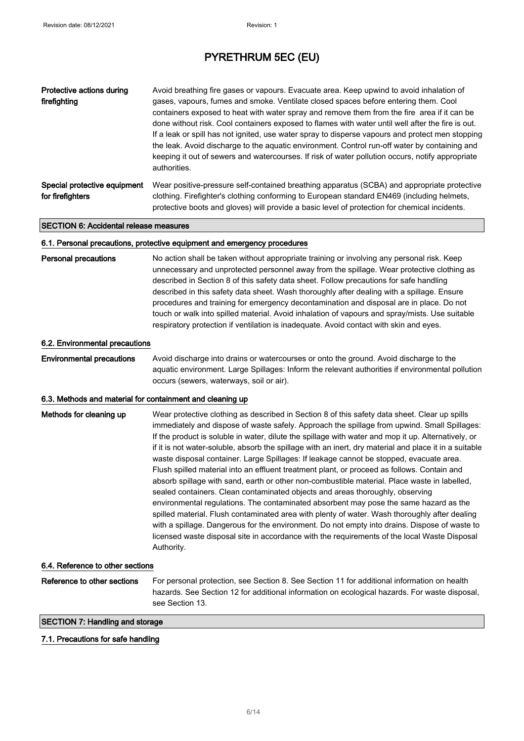| | |
|---|---|
| **Protective actions during firefighting** | Avoid breathing fire gases or vapours. Evacuate area. Keep upwind to avoid inhalation of gases, vapours, fumes and smoke. Ventilate closed spaces before entering them. Cool containers exposed to heat with water spray and remove them from the fire area if it can be done without risk. Cool containers exposed to flames with water until well after the fire is out. If a leak or spill has not ignited, use water spray to disperse vapours and protect men stopping the leak. Avoid discharge to the aquatic environment. Control run-off water by containing and keeping it out of sewers and watercourses. If risk of water pollution occurs, notify appropriate authorities. |
| **Special protective equipment for firefighters** | Wear positive-pressure self-contained breathing apparatus (SCBA) and appropriate protective clothing. Firefighter's clothing conforming to European standard EN469 (including helmets, protective boots and gloves) will provide a basic level of protection for chemical incidents. |

## SECTION 6: Accidental release measures

### 6.1. Personal precautions, protective equipment and emergency procedures

**Personal precautions**

No action shall be taken without appropriate training or involving any personal risk. Keep unnecessary and unprotected personnel away from the spillage. Wear protective clothing as described in Section 8 of this safety data sheet. Follow precautions for safe handling described in this safety data sheet. Wash thoroughly after dealing with a spillage. Ensure procedures and training for emergency decontamination and disposal are in place. Do not touch or walk into spilled material. Avoid inhalation of vapours and spray/mists. Use suitable respiratory protection if ventilation is inadequate. Avoid contact with skin and eyes.

### 6.2. Environmental precautions

**Environmental precautions**

Avoid discharge into drains or watercourses or onto the ground. Avoid discharge to the aquatic environment. Large Spillages: Inform the relevant authorities if environmental pollution occurs (sewers, waterways, soil or air).

### 6.3. Methods and material for containment and cleaning up

**Methods for cleaning up**

Wear protective clothing as described in Section 8 of this safety data sheet. Clear up spills immediately and dispose of waste safely. Approach the spillage from upwind. Small Spillages: If the product is soluble in water, dilute the spillage with water and mop it up. Alternatively, or if it is not water-soluble, absorb the spillage with an inert, dry material and place it in a suitable waste disposal container. Large Spillages: If leakage cannot be stopped, evacuate area. Flush spilled material into an effluent treatment plant, or proceed as follows. Contain and absorb spillage with sand, earth or other non-combustible material. Place waste in labelled, sealed containers. Clean contaminated objects and areas thoroughly, observing environmental regulations. The contaminated absorbent may pose the same hazard as the spilled material. Flush contaminated area with plenty of water. Wash thoroughly after dealing with a spillage. Dangerous for the environment. Do not empty into drains. Dispose of waste to licensed waste disposal site in accordance with the requirements of the local Waste Disposal Authority.

### 6.4. Reference to other sections

**Reference to other sections**

For personal protection, see Section 8. See Section 11 for additional information on health hazards. See Section 12 for additional information on ecological hazards. For waste disposal, see Section 13.

## SECTION 7: Handling and storage

### 7.1. Precautions for safe handling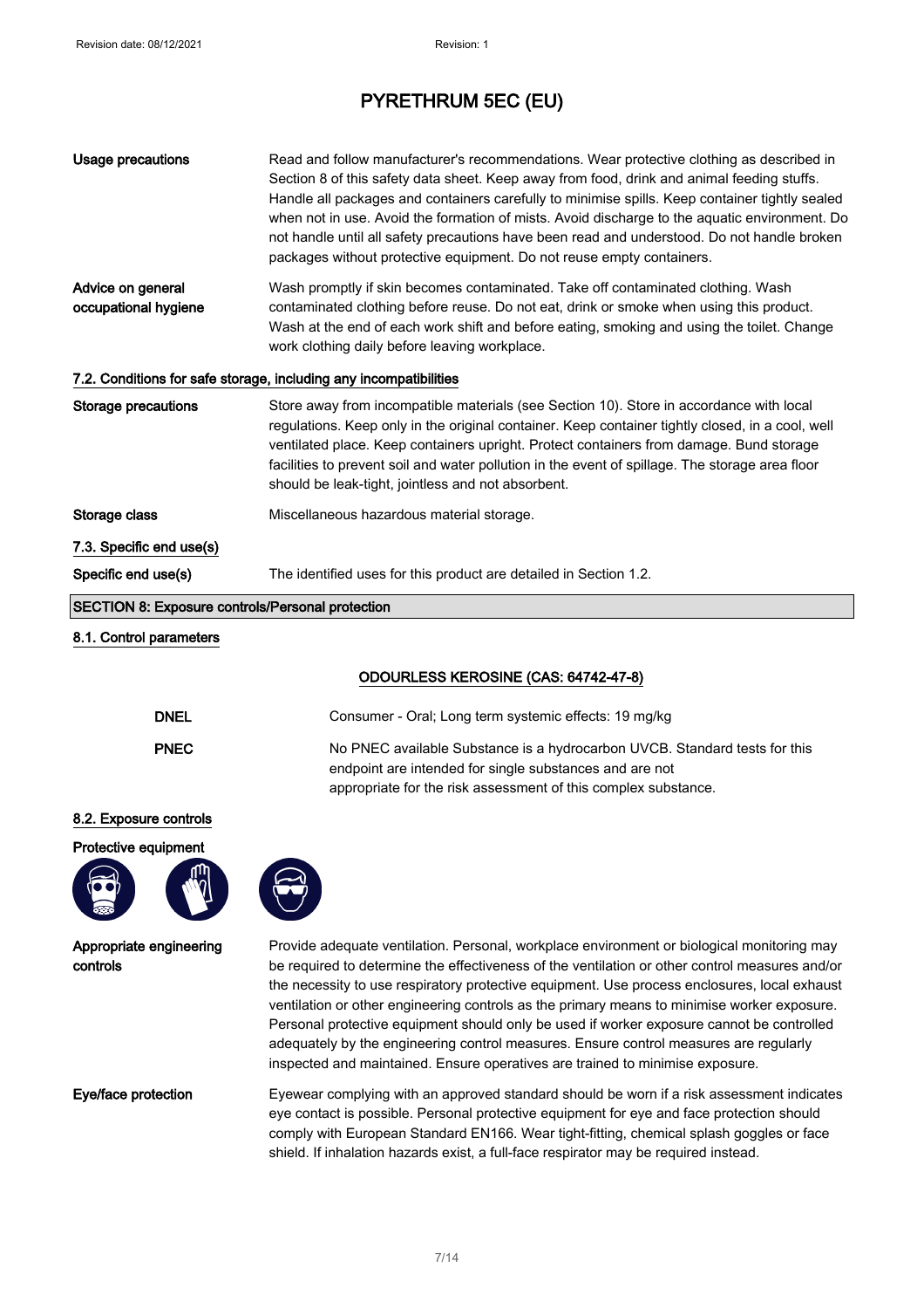# PYRETHRUM 5EC (EU)

| | |
|---|---|
| **Usage precautions** | Read and follow manufacturer's recommendations. Wear protective clothing as described in Section 8 of this safety data sheet. Keep away from food, drink and animal feeding stuffs. Handle all packages and containers carefully to minimise spills. Keep container tightly sealed when not in use. Avoid the formation of mists. Avoid discharge to the aquatic environment. Do not handle until all safety precautions have been read and understood. Do not handle broken packages without protective equipment. Do not reuse empty containers. |
| **Advice on general occupational hygiene** | Wash promptly if skin becomes contaminated. Take off contaminated clothing. Wash contaminated clothing before reuse. Do not eat, drink or smoke when using this product. Wash at the end of each work shift and before eating, smoking and using the toilet. Change work clothing daily before leaving workplace. |

### 7.2. Conditions for safe storage, including any incompatibilities

| | |
|---|---|
| **Storage precautions** | Store away from incompatible materials (see Section 10). Store in accordance with local regulations. Keep only in the original container. Keep container tightly closed, in a cool, well ventilated place. Keep containers upright. Protect containers from damage. Bund storage facilities to prevent soil and water pollution in the event of spillage. The storage area floor should be leak-tight, jointless and not absorbent. |
| **Storage class** | Miscellaneous hazardous material storage. |

### 7.3. Specific end use(s)

| | |
|---|---|
| **Specific end use(s)** | The identified uses for this product are detailed in Section 1.2. |

## SECTION 8: Exposure controls/Personal protection

### 8.1. Control parameters

**ODOURLESS KEROSINE (CAS: 64742-47-8)**

| | |
|---|---|
| **DNEL** | Consumer - Oral; Long term systemic effects: 19 mg/kg |
| **PNEC** | No PNEC available Substance is a hydrocarbon UVCB. Standard tests for this endpoint are intended for single substances and are not appropriate for the risk assessment of this complex substance. |

### 8.2. Exposure controls

**Protective equipment**

| | |
|---|---|
| **Appropriate engineering controls** | Provide adequate ventilation. Personal, workplace environment or biological monitoring may be required to determine the effectiveness of the ventilation or other control measures and/or the necessity to use respiratory protective equipment. Use process enclosures, local exhaust ventilation or other engineering controls as the primary means to minimise worker exposure. Personal protective equipment should only be used if worker exposure cannot be controlled adequately by the engineering control measures. Ensure control measures are regularly inspected and maintained. Ensure operatives are trained to minimise exposure. |
| **Eye/face protection** | Eyewear complying with an approved standard should be worn if a risk assessment indicates eye contact is possible. Personal protective equipment for eye and face protection should comply with European Standard EN166. Wear tight-fitting, chemical splash goggles or face shield. If inhalation hazards exist, a full-face respirator may be required instead. |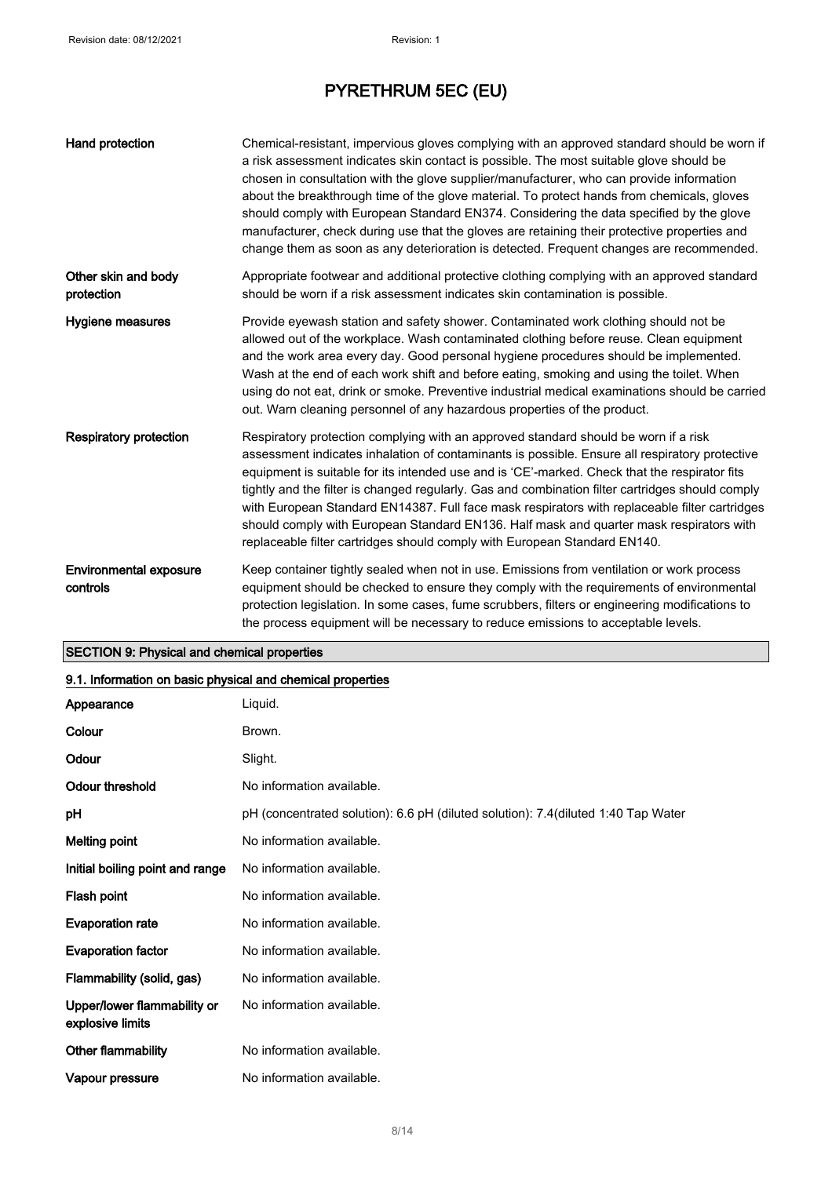| | |
|---|---|
| **Hand protection** | Chemical-resistant, impervious gloves complying with an approved standard should be worn if a risk assessment indicates skin contact is possible. The most suitable glove should be chosen in consultation with the glove supplier/manufacturer, who can provide information about the breakthrough time of the glove material. To protect hands from chemicals, gloves should comply with European Standard EN374. Considering the data specified by the glove manufacturer, check during use that the gloves are retaining their protective properties and change them as soon as any deterioration is detected. Frequent changes are recommended. |
| **Other skin and body protection** | Appropriate footwear and additional protective clothing complying with an approved standard should be worn if a risk assessment indicates skin contamination is possible. |
| **Hygiene measures** | Provide eyewash station and safety shower. Contaminated work clothing should not be allowed out of the workplace. Wash contaminated clothing before reuse. Clean equipment and the work area every day. Good personal hygiene procedures should be implemented. Wash at the end of each work shift and before eating, smoking and using the toilet. When using do not eat, drink or smoke. Preventive industrial medical examinations should be carried out. Warn cleaning personnel of any hazardous properties of the product. |
| **Respiratory protection** | Respiratory protection complying with an approved standard should be worn if a risk assessment indicates inhalation of contaminants is possible. Ensure all respiratory protective equipment is suitable for its intended use and is 'CE'-marked. Check that the respirator fits tightly and the filter is changed regularly. Gas and combination filter cartridges should comply with European Standard EN14387. Full face mask respirators with replaceable filter cartridges should comply with European Standard EN136. Half mask and quarter mask respirators with replaceable filter cartridges should comply with European Standard EN140. |
| **Environmental exposure controls** | Keep container tightly sealed when not in use. Emissions from ventilation or work process equipment should be checked to ensure they comply with the requirements of environmental protection legislation. In some cases, fume scrubbers, filters or engineering modifications to the process equipment will be necessary to reduce emissions to acceptable levels. |

## SECTION 9: Physical and chemical properties

### 9.1. Information on basic physical and chemical properties

| | |
|---|---|
| **Appearance** | Liquid. |
| **Colour** | Brown. |
| **Odour** | Slight. |
| **Odour threshold** | No information available. |
| **pH** | pH (concentrated solution): 6.6 pH (diluted solution): 7.4(diluted 1:40 Tap Water |
| **Melting point** | No information available. |
| **Initial boiling point and range** | No information available. |
| **Flash point** | No information available. |
| **Evaporation rate** | No information available. |
| **Evaporation factor** | No information available. |
| **Flammability (solid, gas)** | No information available. |
| **Upper/lower flammability or explosive limits** | No information available. |
| **Other flammability** | No information available. |
| **Vapour pressure** | No information available. |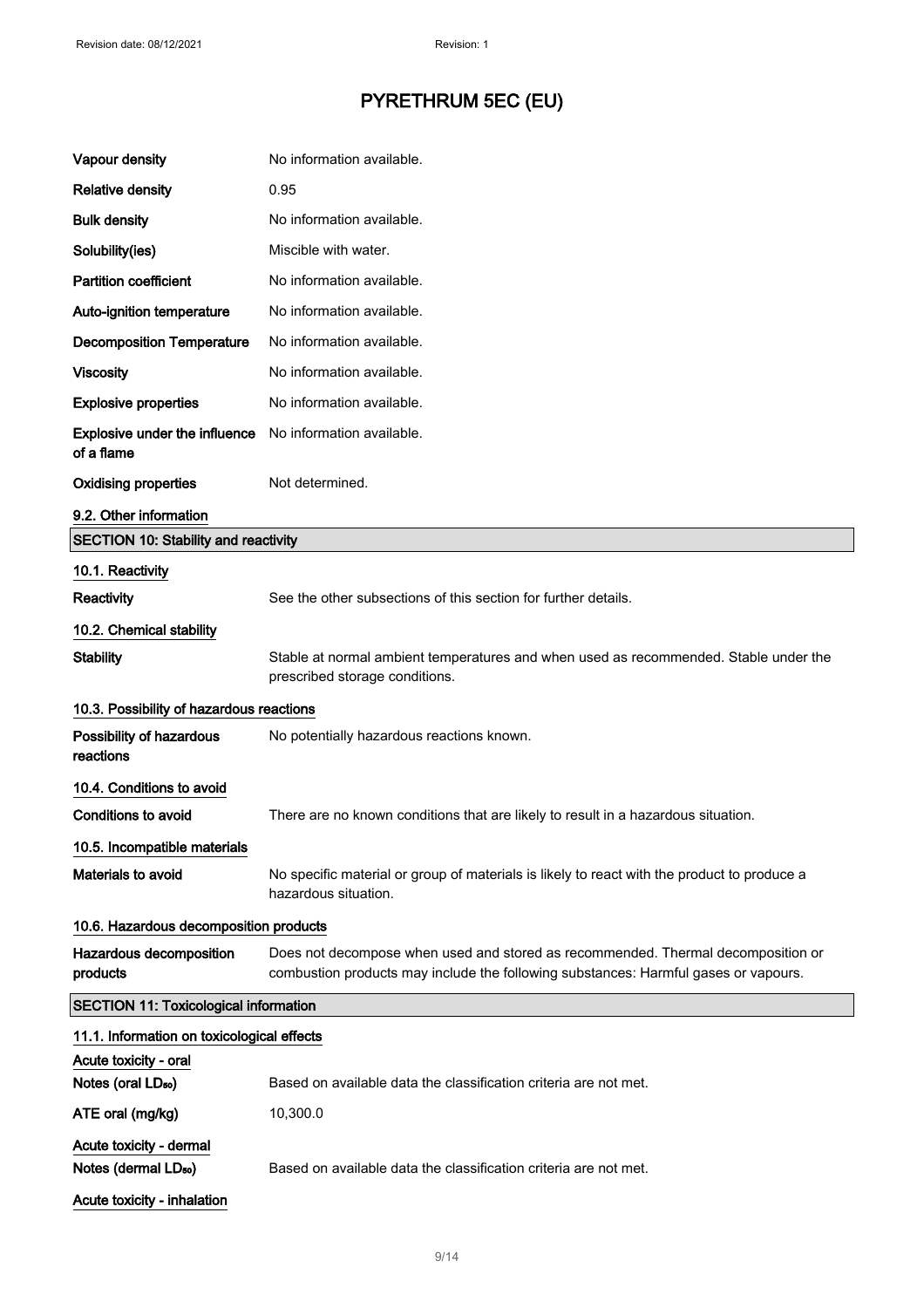| | |
|---|---|
| **Vapour density** | No information available. |
| **Relative density** | 0.95 |
| **Bulk density** | No information available. |
| **Solubility(ies)** | Miscible with water. |
| **Partition coefficient** | No information available. |
| **Auto-ignition temperature** | No information available. |
| **Decomposition Temperature** | No information available. |
| **Viscosity** | No information available. |
| **Explosive properties** | No information available. |
| **Explosive under the influence of a flame** | No information available. |
| **Oxidising properties** | Not determined. |

### 9.2. Other information

## SECTION 10: Stability and reactivity

### 10.1. Reactivity

**Reactivity** See the other subsections of this section for further details.

### 10.2. Chemical stability

**Stability** Stable at normal ambient temperatures and when used as recommended. Stable under the prescribed storage conditions.

### 10.3. Possibility of hazardous reactions

**Possibility of hazardous reactions** No potentially hazardous reactions known.

### 10.4. Conditions to avoid

**Conditions to avoid** There are no known conditions that are likely to result in a hazardous situation.

### 10.5. Incompatible materials

**Materials to avoid** No specific material or group of materials is likely to react with the product to produce a hazardous situation.

### 10.6. Hazardous decomposition products

**Hazardous decomposition products** Does not decompose when used and stored as recommended. Thermal decomposition or combustion products may include the following substances: Harmful gases or vapours.

## SECTION 11: Toxicological information

### 11.1. Information on toxicological effects

**Acute toxicity - oral**

**Notes (oral $LD_{50}$)** Based on available data the classification criteria are not met.

**ATE oral (mg/kg)** 10,300.0

**Acute toxicity - dermal**

**Notes (dermal $LD_{50}$)** Based on available data the classification criteria are not met.

**Acute toxicity - inhalation**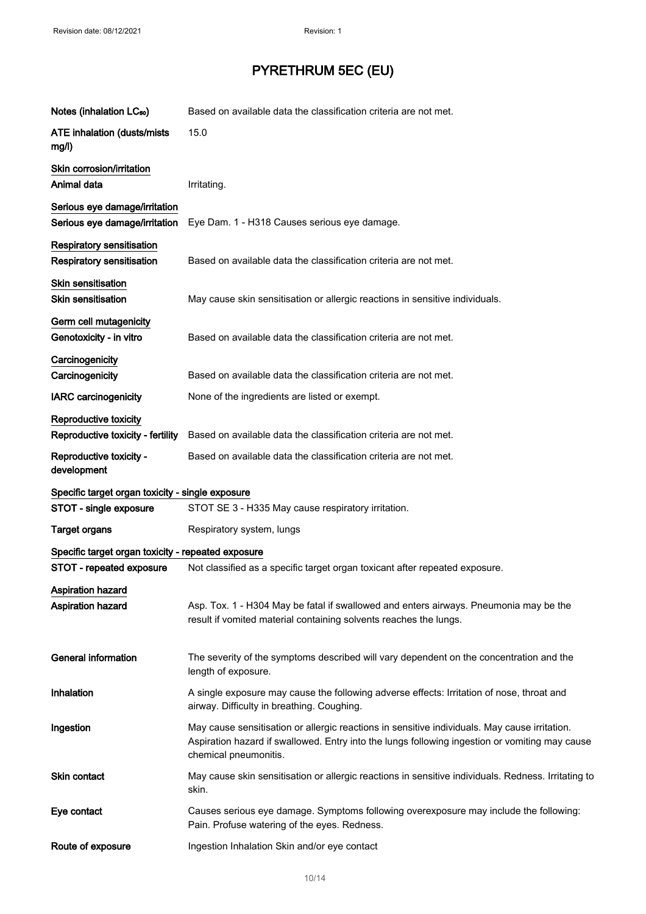| | |
|---|---|
| **Notes (inhalation $LC_{50}$)** | Based on available data the classification criteria are not met. |
| **ATE inhalation (dusts/mists mg/l)** | 15.0 |

**Skin corrosion/irritation**

| | |
|---|---|
| **Animal data** | Irritating. |

**Serious eye damage/irritation**

| | |
|---|---|
| **Serious eye damage/irritation** | Eye Dam. 1 - H318 Causes serious eye damage. |

**Respiratory sensitisation**

| | |
|---|---|
| **Respiratory sensitisation** | Based on available data the classification criteria are not met. |

**Skin sensitisation**

| | |
|---|---|
| **Skin sensitisation** | May cause skin sensitisation or allergic reactions in sensitive individuals. |

**Germ cell mutagenicity**

| | |
|---|---|
| **Genotoxicity - in vitro** | Based on available data the classification criteria are not met. |

**Carcinogenicity**

| | |
|---|---|
| **Carcinogenicity** | Based on available data the classification criteria are not met. |
| **IARC carcinogenicity** | None of the ingredients are listed or exempt. |

**Reproductive toxicity**

| | |
|---|---|
| **Reproductive toxicity - fertility** | Based on available data the classification criteria are not met. |
| **Reproductive toxicity - development** | Based on available data the classification criteria are not met. |

**Specific target organ toxicity - single exposure**

| | |
|---|---|
| **STOT - single exposure** | STOT SE 3 - H335 May cause respiratory irritation. |
| **Target organs** | Respiratory system, lungs |

**Specific target organ toxicity - repeated exposure**

| | |
|---|---|
| **STOT - repeated exposure** | Not classified as a specific target organ toxicant after repeated exposure. |

**Aspiration hazard**

| | |
|---|---|
| **Aspiration hazard** | Asp. Tox. 1 - H304 May be fatal if swallowed and enters airways. Pneumonia may be the result if vomited material containing solvents reaches the lungs. |

| | |
|---|---|
| **General information** | The severity of the symptoms described will vary dependent on the concentration and the length of exposure. |
| **Inhalation** | A single exposure may cause the following adverse effects: Irritation of nose, throat and airway. Difficulty in breathing. Coughing. |
| **Ingestion** | May cause sensitisation or allergic reactions in sensitive individuals. May cause irritation. Aspiration hazard if swallowed. Entry into the lungs following ingestion or vomiting may cause chemical pneumonitis. |
| **Skin contact** | May cause skin sensitisation or allergic reactions in sensitive individuals. Redness. Irritating to skin. |
| **Eye contact** | Causes serious eye damage. Symptoms following overexposure may include the following: Pain. Profuse watering of the eyes. Redness. |
| **Route of exposure** | Ingestion Inhalation Skin and/or eye contact |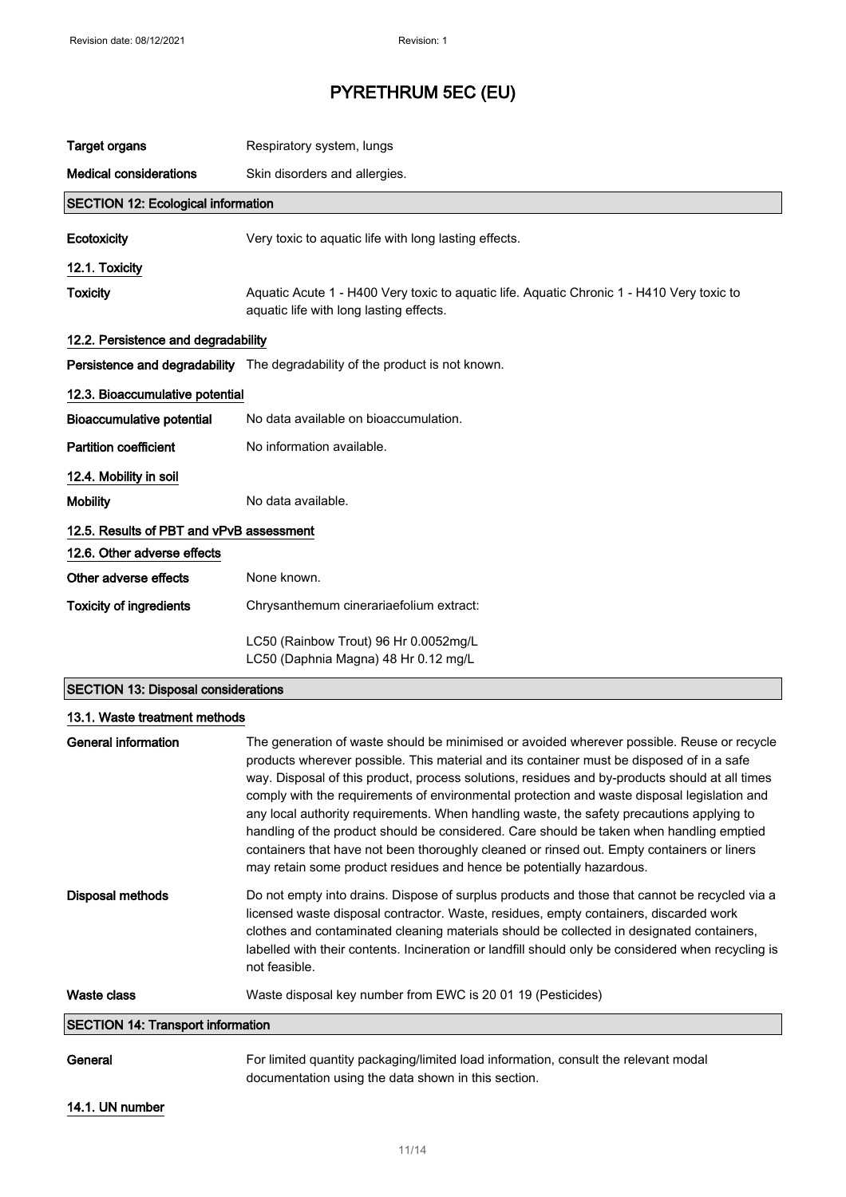| | |
|---|---|
| **Target organs** | Respiratory system, lungs |
| **Medical considerations** | Skin disorders and allergies. |

## SECTION 12: Ecological information

| | |
|---|---|
| **Ecotoxicity** | Very toxic to aquatic life with long lasting effects. |

### 12.1. Toxicity

| | |
|---|---|
| **Toxicity** | Aquatic Acute 1 - H400 Very toxic to aquatic life. Aquatic Chronic 1 - H410 Very toxic to aquatic life with long lasting effects. |

### 12.2. Persistence and degradability

| | |
|---|---|
| **Persistence and degradability** | The degradability of the product is not known. |

### 12.3. Bioaccumulative potential

| | |
|---|---|
| **Bioaccumulative potential** | No data available on bioaccumulation. |
| **Partition coefficient** | No information available. |

### 12.4. Mobility in soil

| | |
|---|---|
| **Mobility** | No data available. |

### 12.5. Results of PBT and vPvB assessment

### 12.6. Other adverse effects

| | |
|---|---|
| **Other adverse effects** | None known. |
| **Toxicity of ingredients** | Chrysanthemum cinerariaefolium extract:<br><br>LC50 (Rainbow Trout) 96 Hr 0.0052mg/L<br>LC50 (Daphnia Magna) 48 Hr 0.12 mg/L |

## SECTION 13: Disposal considerations

### 13.1. Waste treatment methods

| | |
|---|---|
| **General information** | The generation of waste should be minimised or avoided wherever possible. Reuse or recycle products wherever possible. This material and its container must be disposed of in a safe way. Disposal of this product, process solutions, residues and by-products should at all times comply with the requirements of environmental protection and waste disposal legislation and any local authority requirements. When handling waste, the safety precautions applying to handling of the product should be considered. Care should be taken when handling emptied containers that have not been thoroughly cleaned or rinsed out. Empty containers or liners may retain some product residues and hence be potentially hazardous. |
| **Disposal methods** | Do not empty into drains. Dispose of surplus products and those that cannot be recycled via a licensed waste disposal contractor. Waste, residues, empty containers, discarded work clothes and contaminated cleaning materials should be collected in designated containers, labelled with their contents. Incineration or landfill should only be considered when recycling is not feasible. |
| **Waste class** | Waste disposal key number from EWC is 20 01 19 (Pesticides) |

## SECTION 14: Transport information

| | |
|---|---|
| **General** | For limited quantity packaging/limited load information, consult the relevant modal documentation using the data shown in this section. |

### 14.1. UN number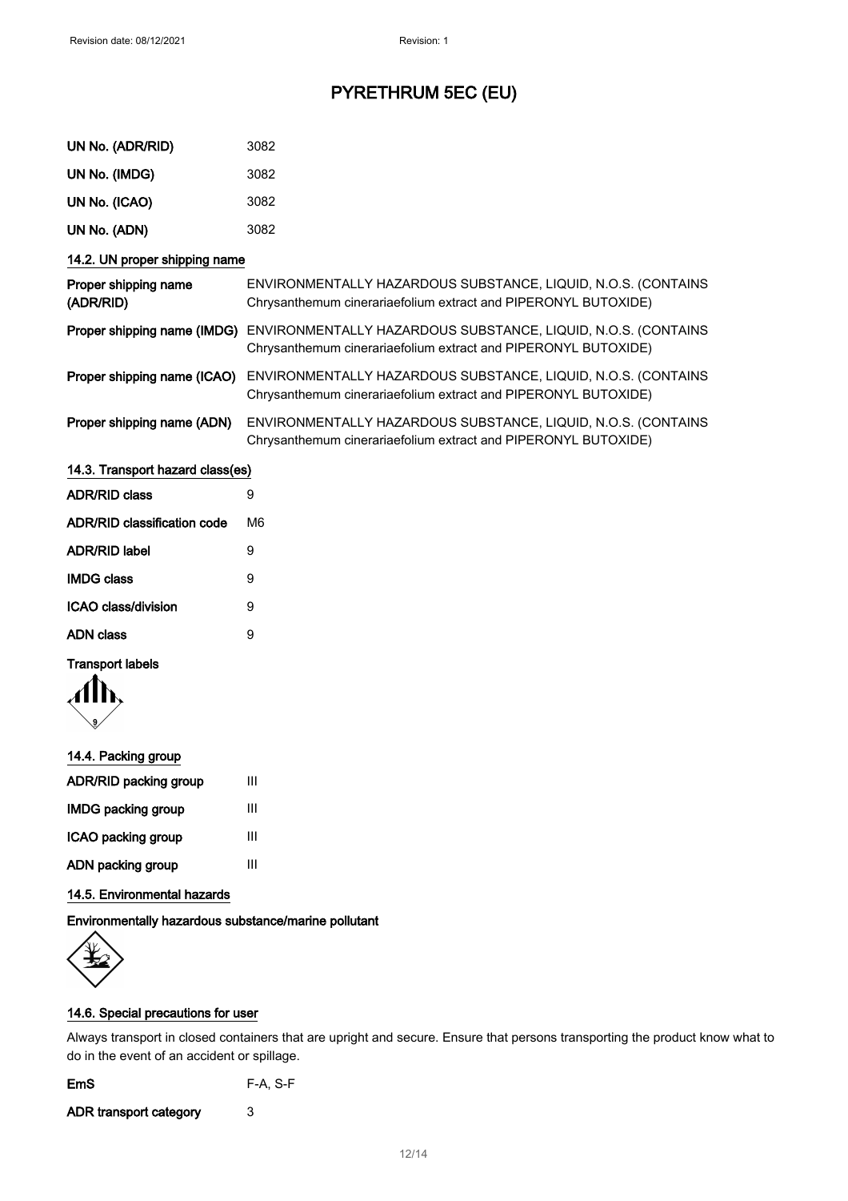# PYRETHRUM 5EC (EU)

| | |
|---|---|
| UN No. (ADR/RID) | 3082 |
| UN No. (IMDG) | 3082 |
| UN No. (ICAO) | 3082 |
| UN No. (ADN) | 3082 |

### 14.2. UN proper shipping name

| | |
|---|---|
| **Proper shipping name (ADR/RID)** | ENVIRONMENTALLY HAZARDOUS SUBSTANCE, LIQUID, N.O.S. (CONTAINS Chrysanthemum cinerariaefolium extract and PIPERONYL BUTOXIDE) |
| **Proper shipping name (IMDG)** | ENVIRONMENTALLY HAZARDOUS SUBSTANCE, LIQUID, N.O.S. (CONTAINS Chrysanthemum cinerariaefolium extract and PIPERONYL BUTOXIDE) |
| **Proper shipping name (ICAO)** | ENVIRONMENTALLY HAZARDOUS SUBSTANCE, LIQUID, N.O.S. (CONTAINS Chrysanthemum cinerariaefolium extract and PIPERONYL BUTOXIDE) |
| **Proper shipping name (ADN)** | ENVIRONMENTALLY HAZARDOUS SUBSTANCE, LIQUID, N.O.S. (CONTAINS Chrysanthemum cinerariaefolium extract and PIPERONYL BUTOXIDE) |

### 14.3. Transport hazard class(es)

| | |
|---|---|
| **ADR/RID class** | 9 |
| **ADR/RID classification code** | M6 |
| **ADR/RID label** | 9 |
| **IMDG class** | 9 |
| **ICAO class/division** | 9 |
| **ADN class** | 9 |

**Transport labels**

### 14.4. Packing group

| | |
|---|---|
| **ADR/RID packing group** | III |
| **IMDG packing group** | III |
| **ICAO packing group** | III |
| **ADN packing group** | III |

### 14.5. Environmental hazards

**Environmentally hazardous substance/marine pollutant**

### 14.6. Special precautions for user

Always transport in closed containers that are upright and secure. Ensure that persons transporting the product know what to do in the event of an accident or spillage.

| | |
|---|---|
| **EmS** | F-A, S-F |
| **ADR transport category** | 3 |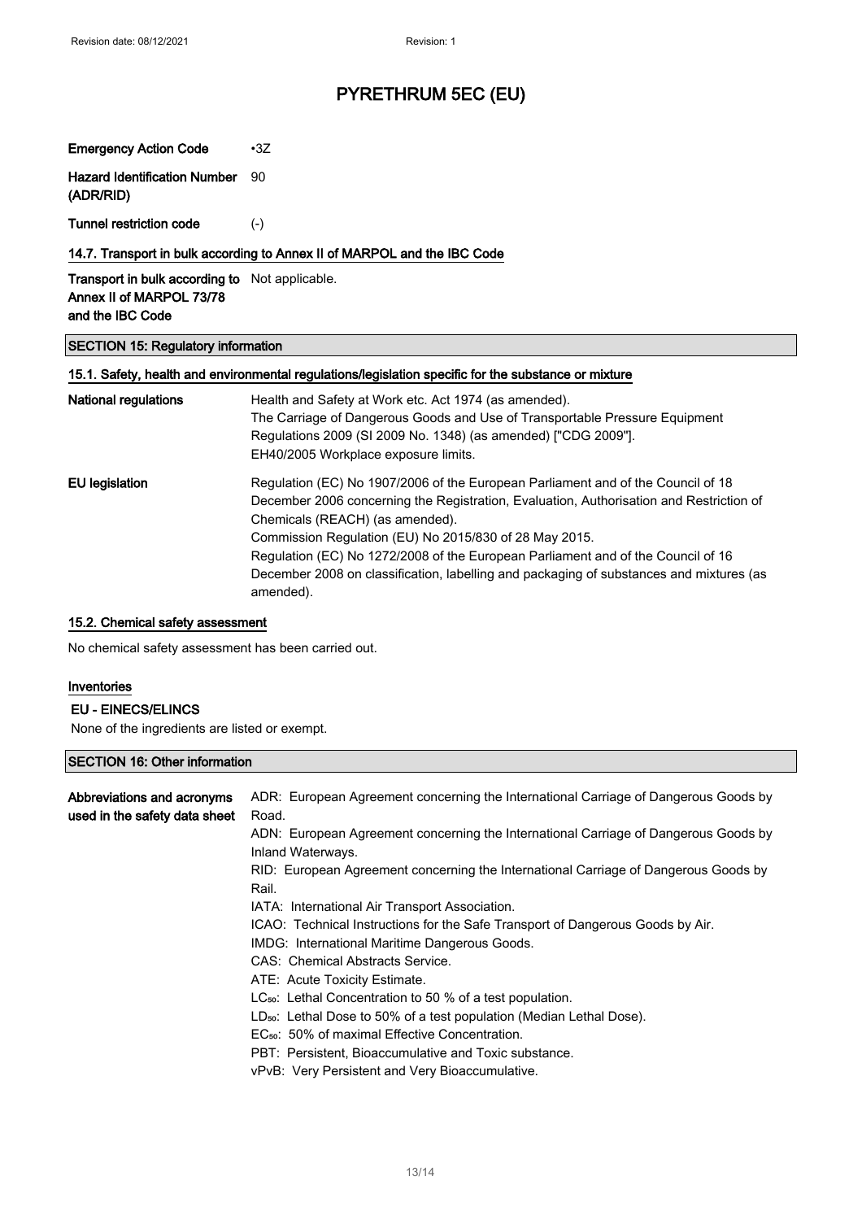| | |
|---|---|
| **Emergency Action Code** | •3Z |
| **Hazard Identification Number (ADR/RID)** | 90 |
| **Tunnel restriction code** | (-) |

### 14.7. Transport in bulk according to Annex II of MARPOL and the IBC Code

| | |
|---|---|
| **Transport in bulk according to Annex II of MARPOL 73/78 and the IBC Code** | Not applicable. |

## SECTION 15: Regulatory information

### 15.1. Safety, health and environmental regulations/legislation specific for the substance or mixture

**National regulations**

Health and Safety at Work etc. Act 1974 (as amended).
The Carriage of Dangerous Goods and Use of Transportable Pressure Equipment Regulations 2009 (SI 2009 No. 1348) (as amended) ["CDG 2009"].
EH40/2005 Workplace exposure limits.

**EU legislation**

Regulation (EC) No 1907/2006 of the European Parliament and of the Council of 18 December 2006 concerning the Registration, Evaluation, Authorisation and Restriction of Chemicals (REACH) (as amended).
Commission Regulation (EU) No 2015/830 of 28 May 2015.
Regulation (EC) No 1272/2008 of the European Parliament and of the Council of 16 December 2008 on classification, labelling and packaging of substances and mixtures (as amended).

### 15.2. Chemical safety assessment

No chemical safety assessment has been carried out.

### Inventories

**EU - EINECS/ELINCS**

None of the ingredients are listed or exempt.

## SECTION 16: Other information

**Abbreviations and acronyms used in the safety data sheet**

ADR: European Agreement concerning the International Carriage of Dangerous Goods by Road.
ADN: European Agreement concerning the International Carriage of Dangerous Goods by Inland Waterways.
RID: European Agreement concerning the International Carriage of Dangerous Goods by Rail.
IATA: International Air Transport Association.
ICAO: Technical Instructions for the Safe Transport of Dangerous Goods by Air.
IMDG: International Maritime Dangerous Goods.
CAS: Chemical Abstracts Service.
ATE: Acute Toxicity Estimate.
$LC_{50}$: Lethal Concentration to 50 % of a test population.
$LD_{50}$: Lethal Dose to 50% of a test population (Median Lethal Dose).
$EC_{50}$: 50% of maximal Effective Concentration.
PBT: Persistent, Bioaccumulative and Toxic substance.
vPvB: Very Persistent and Very Bioaccumulative.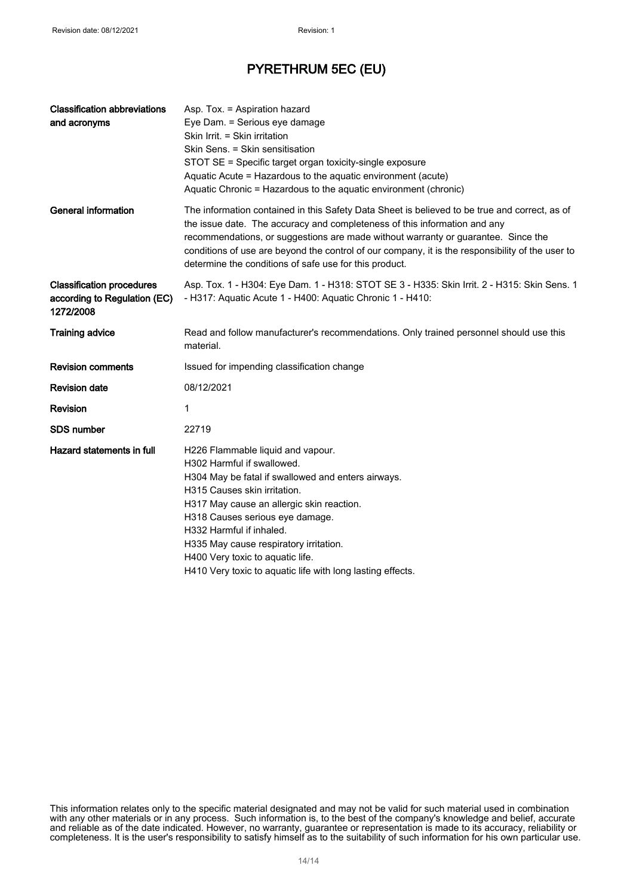# PYRETHRUM 5EC (EU)

| | |
|---|---|
| **Classification abbreviations and acronyms** | Asp. Tox. = Aspiration hazard<br>Eye Dam. = Serious eye damage<br>Skin Irrit. = Skin irritation<br>Skin Sens. = Skin sensitisation<br>STOT SE = Specific target organ toxicity-single exposure<br>Aquatic Acute = Hazardous to the aquatic environment (acute)<br>Aquatic Chronic = Hazardous to the aquatic environment (chronic) |
| **General information** | The information contained in this Safety Data Sheet is believed to be true and correct, as of the issue date. The accuracy and completeness of this information and any recommendations, or suggestions are made without warranty or guarantee. Since the conditions of use are beyond the control of our company, it is the responsibility of the user to determine the conditions of safe use for this product. |
| **Classification procedures according to Regulation (EC) 1272/2008** | Asp. Tox. 1 - H304: Eye Dam. 1 - H318: STOT SE 3 - H335: Skin Irrit. 2 - H315: Skin Sens. 1 - H317: Aquatic Acute 1 - H400: Aquatic Chronic 1 - H410: |
| **Training advice** | Read and follow manufacturer's recommendations. Only trained personnel should use this material. |
| **Revision comments** | Issued for impending classification change |
| **Revision date** | 08/12/2021 |
| **Revision** | 1 |
| **SDS number** | 22719 |
| **Hazard statements in full** | H226 Flammable liquid and vapour.<br>H302 Harmful if swallowed.<br>H304 May be fatal if swallowed and enters airways.<br>H315 Causes skin irritation.<br>H317 May cause an allergic skin reaction.<br>H318 Causes serious eye damage.<br>H332 Harmful if inhaled.<br>H335 May cause respiratory irritation.<br>H400 Very toxic to aquatic life.<br>H410 Very toxic to aquatic life with long lasting effects. |

This information relates only to the specific material designated and may not be valid for such material used in combination with any other materials or in any process. Such information is, to the best of the company's knowledge and belief, accurate and reliable as of the date indicated. However, no warranty, guarantee or representation is made to its accuracy, reliability or completeness. It is the user's responsibility to satisfy himself as to the suitability of such information for his own particular use.